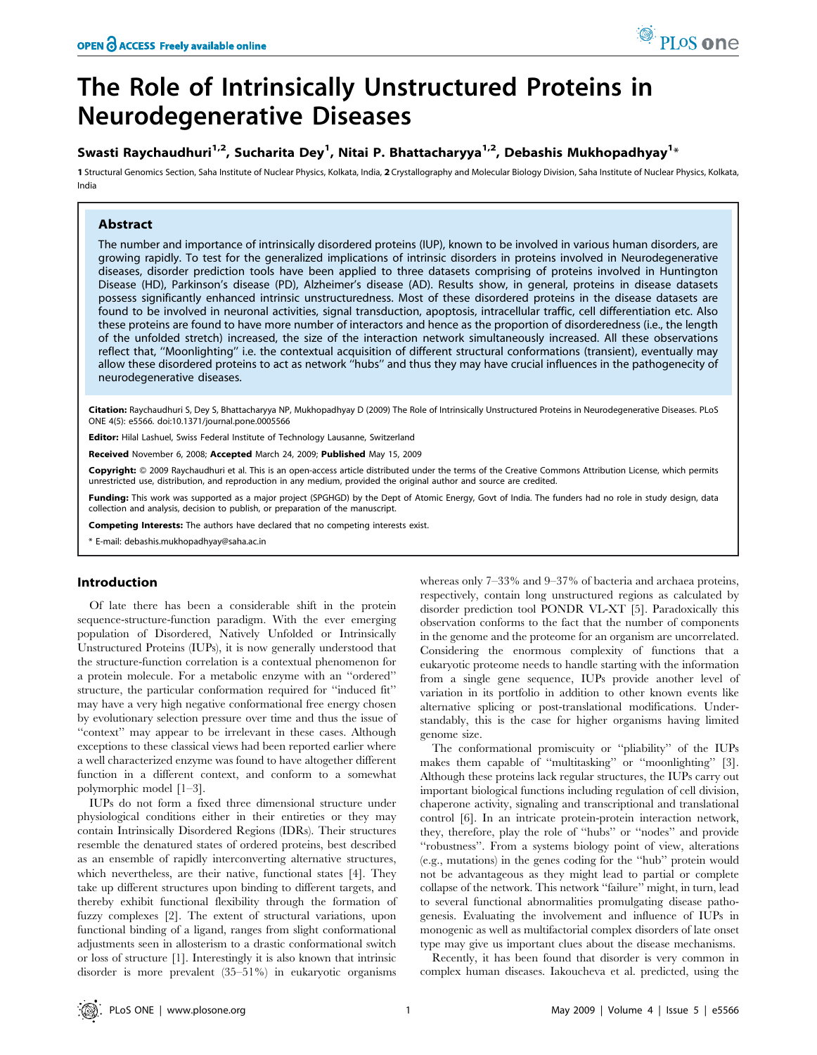# The Role of Intrinsically Unstructured Proteins in Neurodegenerative Diseases

**Swasti Raychaudhuri[1,2], Sucharita Dey[1], Nitai P. Bhattacharyya[1,2], Debashis Mukhopadhyay[1]***

**1** Structural Genomics Section, Saha Institute of Nuclear Physics, Kolkata, India, **2** Crystallography and Molecular Biology Division, Saha Institute of Nuclear Physics, Kolkata, India

## Abstract

The number and importance of intrinsically disordered proteins (IUP), known to be involved in various human disorders, are growing rapidly. To test for the generalized implications of intrinsic disorders in proteins involved in Neurodegenerative diseases, disorder prediction tools have been applied to three datasets comprising of proteins involved in Huntington Disease (HD), Parkinson's disease (PD), Alzheimer's disease (AD). Results show, in general, proteins in disease datasets possess significantly enhanced intrinsic unstructuredness. Most of these disordered proteins in the disease datasets are found to be involved in neuronal activities, signal transduction, apoptosis, intracellular traffic, cell differentiation etc. Also these proteins are found to have more number of interactors and hence as the proportion of disorderedness (i.e., the length of the unfolded stretch) increased, the size of the interaction network simultaneously increased. All these observations reflect that, "Moonlighting" i.e. the contextual acquisition of different structural conformations (transient), eventually may allow these disordered proteins to act as network "hubs" and thus they may have crucial influences in the pathogenecity of neurodegenerative diseases.

**Citation:** Raychaudhuri S, Dey S, Bhattacharyya NP, Mukhopadhyay D (2009) The Role of Intrinsically Unstructured Proteins in Neurodegenerative Diseases. PLoS ONE 4(5): e5566. doi:10.1371/journal.pone.0005566

**Editor:** Hilal Lashuel, Swiss Federal Institute of Technology Lausanne, Switzerland

**Received** November 6, 2008; **Accepted** March 24, 2009; **Published** May 15, 2009

**Copyright:** © 2009 Raychaudhuri et al. This is an open-access article distributed under the terms of the Creative Commons Attribution License, which permits unrestricted use, distribution, and reproduction in any medium, provided the original author and source are credited.

**Funding:** This work was supported as a major project (SPGHGD) by the Dept of Atomic Energy, Govt of India. The funders had no role in study design, data collection and analysis, decision to publish, or preparation of the manuscript.

**Competing Interests:** The authors have declared that no competing interests exist.

\* E-mail: debashis.mukhopadhyay@saha.ac.in

## Introduction

Of late there has been a considerable shift in the protein sequence-structure-function paradigm. With the ever emerging population of Disordered, Natively Unfolded or Intrinsically Unstructured Proteins (IUPs), it is now generally understood that the structure-function correlation is a contextual phenomenon for a protein molecule. For a metabolic enzyme with an "ordered" structure, the particular conformation required for "induced fit" may have a very high negative conformational free energy chosen by evolutionary selection pressure over time and thus the issue of "context" may appear to be irrelevant in these cases. Although exceptions to these classical views had been reported earlier where a well characterized enzyme was found to have altogether different function in a different context, and conform to a somewhat polymorphic model [1–3].

IUPs do not form a fixed three dimensional structure under physiological conditions either in their entireties or they may contain Intrinsically Disordered Regions (IDRs). Their structures resemble the denatured states of ordered proteins, best described as an ensemble of rapidly interconverting alternative structures, which nevertheless, are their native, functional states [4]. They take up different structures upon binding to different targets, and thereby exhibit functional flexibility through the formation of fuzzy complexes [2]. The extent of structural variations, upon functional binding of a ligand, ranges from slight conformational adjustments seen in allosterism to a drastic conformational switch or loss of structure [1]. Interestingly it is also known that intrinsic disorder is more prevalent (35–51%) in eukaryotic organisms whereas only 7–33% and 9–37% of bacteria and archaea proteins, respectively, contain long unstructured regions as calculated by disorder prediction tool PONDR VL-XT [5]. Paradoxically this observation conforms to the fact that the number of components in the genome and the proteome for an organism are uncorrelated. Considering the enormous complexity of functions that a eukaryotic proteome needs to handle starting with the information from a single gene sequence, IUPs provide another level of variation in its portfolio in addition to other known events like alternative splicing or post-translational modifications. Understandably, this is the case for higher organisms having limited genome size.

The conformational promiscuity or "pliability" of the IUPs makes them capable of "multitasking" or "moonlighting" [3]. Although these proteins lack regular structures, the IUPs carry out important biological functions including regulation of cell division, chaperone activity, signaling and transcriptional and translational control [6]. In an intricate protein-protein interaction network, they, therefore, play the role of "hubs" or "nodes" and provide "robustness". From a systems biology point of view, alterations (e.g., mutations) in the genes coding for the "hub" protein would not be advantageous as they might lead to partial or complete collapse of the network. This network "failure" might, in turn, lead to several functional abnormalities promulgating disease pathogenesis. Evaluating the involvement and influence of IUPs in monogenic as well as multifactorial complex disorders of late onset type may give us important clues about the disease mechanisms.

Recently, it has been found that disorder is very common in complex human diseases. Iakoucheva et al. predicted, using the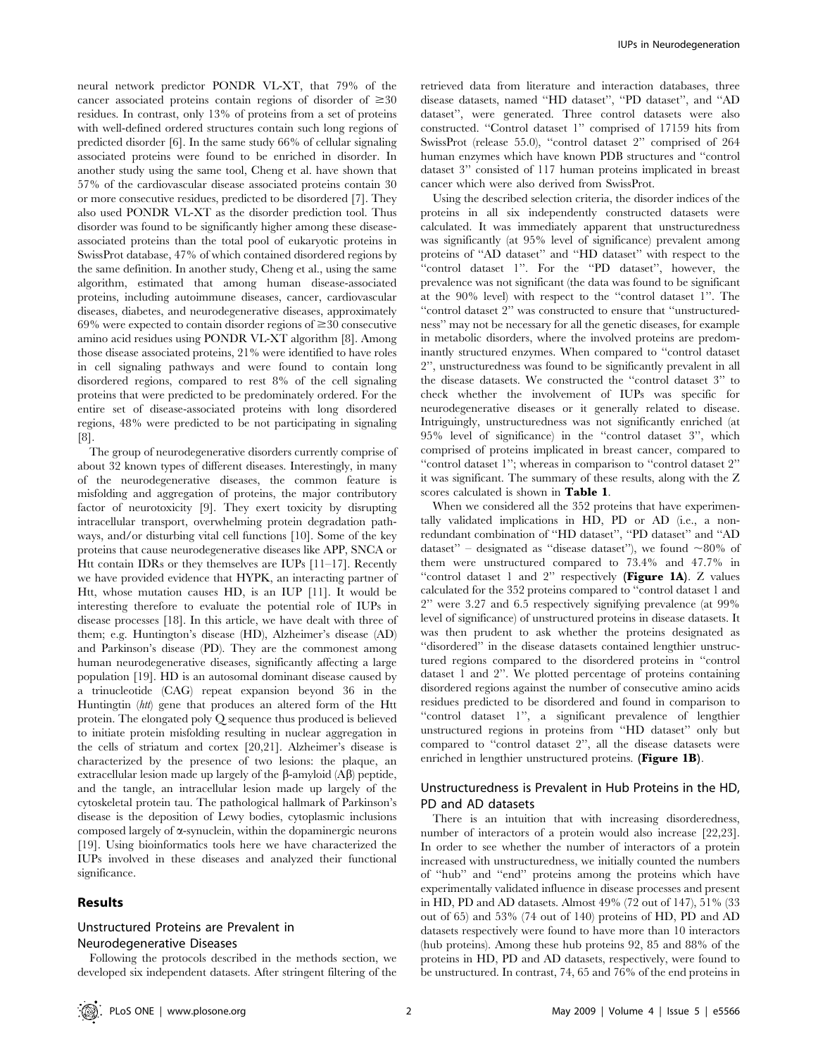neural network predictor PONDR VL-XT, that 79% of the cancer associated proteins contain regions of disorder of $\geq$30 residues. In contrast, only 13% of proteins from a set of proteins with well-defined ordered structures contain such long regions of predicted disorder [6]. In the same study 66% of cellular signaling associated proteins were found to be enriched in disorder. In another study using the same tool, Cheng et al. have shown that 57% of the cardiovascular disease associated proteins contain 30 or more consecutive residues, predicted to be disordered [7]. They also used PONDR VL-XT as the disorder prediction tool. Thus disorder was found to be significantly higher among these disease-associated proteins than the total pool of eukaryotic proteins in SwissProt database, 47% of which contained disordered regions by the same definition. In another study, Cheng et al., using the same algorithm, estimated that among human disease-associated proteins, including autoimmune diseases, cancer, cardiovascular diseases, diabetes, and neurodegenerative diseases, approximately 69% were expected to contain disorder regions of $\geq$30 consecutive amino acid residues using PONDR VL-XT algorithm [8]. Among those disease associated proteins, 21% were identified to have roles in cell signaling pathways and were found to contain long disordered regions, compared to rest 8% of the cell signaling proteins that were predicted to be predominately ordered. For the entire set of disease-associated proteins with long disordered regions, 48% were predicted to be not participating in signaling [8].

The group of neurodegenerative disorders currently comprise of about 32 known types of different diseases. Interestingly, in many of the neurodegenerative diseases, the common feature is misfolding and aggregation of proteins, the major contributory factor of neurotoxicity [9]. They exert toxicity by disrupting intracellular transport, overwhelming protein degradation pathways, and/or disturbing vital cell functions [10]. Some of the key proteins that cause neurodegenerative diseases like APP, SNCA or Htt contain IDRs or they themselves are IUPs [11–17]. Recently we have provided evidence that HYPK, an interacting partner of Htt, whose mutation causes HD, is an IUP [11]. It would be interesting therefore to evaluate the potential role of IUPs in disease processes [18]. In this article, we have dealt with three of them; e.g. Huntington's disease (HD), Alzheimer's disease (AD) and Parkinson's disease (PD). They are the commonest among human neurodegenerative diseases, significantly affecting a large population [19]. HD is an autosomal dominant disease caused by a trinucleotide (CAG) repeat expansion beyond 36 in the Huntingtin (*htt*) gene that produces an altered form of the Htt protein. The elongated poly Q sequence thus produced is believed to initiate protein misfolding resulting in nuclear aggregation in the cells of striatum and cortex [20,21]. Alzheimer's disease is characterized by the presence of two lesions: the plaque, an extracellular lesion made up largely of the β-amyloid (Aβ) peptide, and the tangle, an intracellular lesion made up largely of the cytoskeletal protein tau. The pathological hallmark of Parkinson's disease is the deposition of Lewy bodies, cytoplasmic inclusions composed largely of α-synuclein, within the dopaminergic neurons [19]. Using bioinformatics tools here we have characterized the IUPs involved in these diseases and analyzed their functional significance.

## Results

### Unstructured Proteins are Prevalent in Neurodegenerative Diseases

Following the protocols described in the methods section, we developed six independent datasets. After stringent filtering of the retrieved data from literature and interaction databases, three disease datasets, named "HD dataset", "PD dataset", and "AD dataset", were generated. Three control datasets were also constructed. "Control dataset 1" comprised of 17159 hits from SwissProt (release 55.0), "control dataset 2" comprised of 264 human enzymes which have known PDB structures and "control dataset 3" consisted of 117 human proteins implicated in breast cancer which were also derived from SwissProt.

Using the described selection criteria, the disorder indices of the proteins in all six independently constructed datasets were calculated. It was immediately apparent that unstructuredness was significantly (at 95% level of significance) prevalent among proteins of "AD dataset" and "HD dataset" with respect to the "control dataset 1". For the "PD dataset", however, the prevalence was not significant (the data was found to be significant at the 90% level) with respect to the "control dataset 1". The "control dataset 2" was constructed to ensure that "unstructuredness" may not be necessary for all the genetic diseases, for example in metabolic disorders, where the involved proteins are predominantly structured enzymes. When compared to "control dataset 2", unstructuredness was found to be significantly prevalent in all the disease datasets. We constructed the "control dataset 3" to check whether the involvement of IUPs was specific for neurodegenerative diseases or it generally related to disease. Intriguingly, unstructuredness was not significantly enriched (at 95% level of significance) in the "control dataset 3", which comprised of proteins implicated in breast cancer, compared to "control dataset 1"; whereas in comparison to "control dataset 2" it was significant. The summary of these results, along with the Z scores calculated is shown in **Table 1**.

When we considered all the 352 proteins that have experimentally validated implications in HD, PD or AD (i.e., a non-redundant combination of "HD dataset", "PD dataset" and "AD dataset" – designated as "disease dataset"), we found ~80% of them were unstructured compared to 73.4% and 47.7% in "control dataset 1 and 2" respectively (**Figure 1A**). Z values calculated for the 352 proteins compared to "control dataset 1 and 2" were 3.27 and 6.5 respectively signifying prevalence (at 99% level of significance) of unstructured proteins in disease datasets. It was then prudent to ask whether the proteins designated as "disordered" in the disease datasets contained lengthier unstructured regions compared to the disordered proteins in "control dataset 1 and 2". We plotted percentage of proteins containing disordered regions against the number of consecutive amino acids residues predicted to be disordered and found in comparison to "control dataset 1", a significant prevalence of lengthier unstructured regions in proteins from "HD dataset" only but compared to "control dataset 2", all the disease datasets were enriched in lengthier unstructured proteins. (**Figure 1B**).

### Unstructuredness is Prevalent in Hub Proteins in the HD, PD and AD datasets

There is an intuition that with increasing disorderedness, number of interactors of a protein would also increase [22,23]. In order to see whether the number of interactors of a protein increased with unstructuredness, we initially counted the numbers of "hub" and "end" proteins among the proteins which have experimentally validated influence in disease processes and present in HD, PD and AD datasets. Almost 49% (72 out of 147), 51% (33 out of 65) and 53% (74 out of 140) proteins of HD, PD and AD datasets respectively were found to have more than 10 interactors (hub proteins). Among these hub proteins 92, 85 and 88% of the proteins in HD, PD and AD datasets, respectively, were found to be unstructured. In contrast, 74, 65 and 76% of the end proteins in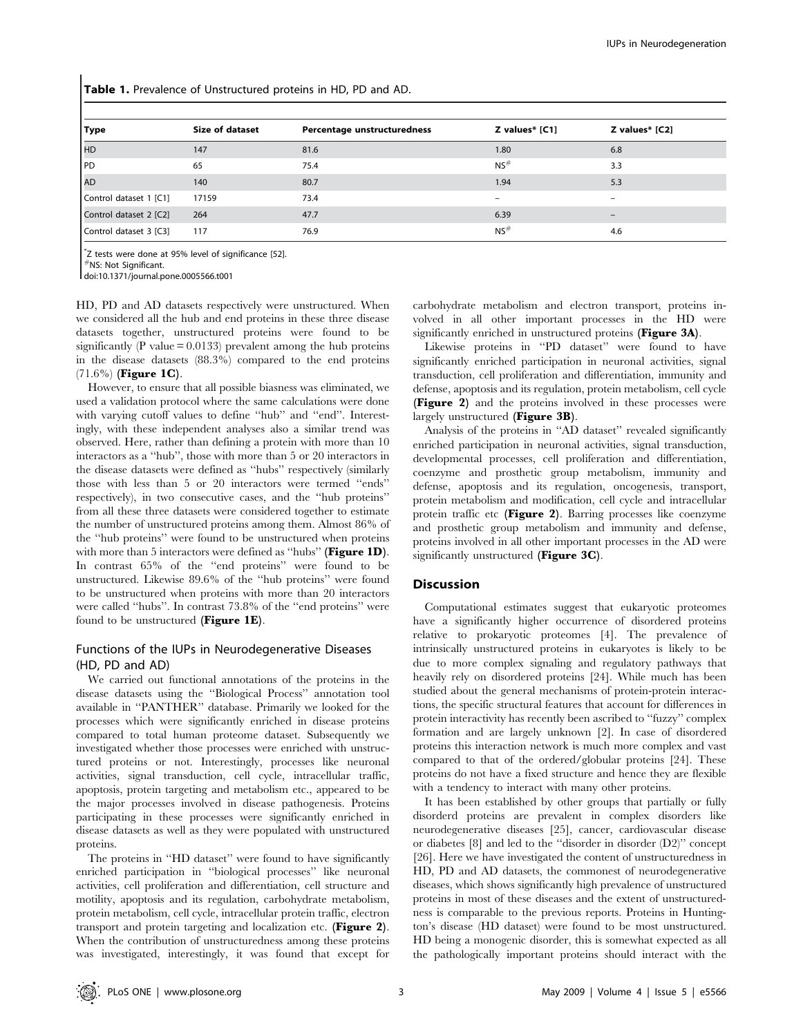**Table 1.** Prevalence of Unstructured proteins in HD, PD and AD.

| Type | Size of dataset | Percentage unstructuredness | Z values* [C1] | Z values* [C2] |
|---|---|---|---|---|
| HD | 147 | 81.6 | 1.80 | 6.8 |
| PD | 65 | 75.4 | NS# | 3.3 |
| AD | 140 | 80.7 | 1.94 | 5.3 |
| Control dataset 1 [C1] | 17159 | 73.4 | – | – |
| Control dataset 2 [C2] | 264 | 47.7 | 6.39 | – |
| Control dataset 3 [C3] | 117 | 76.9 | NS# | 4.6 |

*Z tests were done at 95% level of significance [52].
#NS: Not Significant.
doi:10.1371/journal.pone.0005566.t001

HD, PD and AD datasets respectively were unstructured. When we considered all the hub and end proteins in these three disease datasets together, unstructured proteins were found to be significantly (P value = 0.0133) prevalent among the hub proteins in the disease datasets (88.3%) compared to the end proteins (71.6%) (**Figure 1C**).

However, to ensure that all possible biasness was eliminated, we used a validation protocol where the same calculations were done with varying cutoff values to define "hub" and "end". Interestingly, with these independent analyses also a similar trend was observed. Here, rather than defining a protein with more than 10 interactors as a "hub", those with more than 5 or 20 interactors in the disease datasets were defined as "hubs" respectively (similarly those with less than 5 or 20 interactors were termed "ends" respectively), in two consecutive cases, and the "hub proteins" from all these three datasets were considered together to estimate the number of unstructured proteins among them. Almost 86% of the "hub proteins" were found to be unstructured when proteins with more than 5 interactors were defined as "hubs" (**Figure 1D**). In contrast 65% of the "end proteins" were found to be unstructured. Likewise 89.6% of the "hub proteins" were found to be unstructured when proteins with more than 20 interactors were called "hubs". In contrast 73.8% of the "end proteins" were found to be unstructured (**Figure 1E**).

## Functions of the IUPs in Neurodegenerative Diseases (HD, PD and AD)

We carried out functional annotations of the proteins in the disease datasets using the "Biological Process" annotation tool available in "PANTHER" database. Primarily we looked for the processes which were significantly enriched in disease proteins compared to total human proteome dataset. Subsequently we investigated whether those processes were enriched with unstructured proteins or not. Interestingly, processes like neuronal activities, signal transduction, cell cycle, intracellular traffic, apoptosis, protein targeting and metabolism etc., appeared to be the major processes involved in disease pathogenesis. Proteins participating in these processes were significantly enriched in disease datasets as well as they were populated with unstructured proteins.

The proteins in "HD dataset" were found to have significantly enriched participation in "biological processes" like neuronal activities, cell proliferation and differentiation, cell structure and motility, apoptosis and its regulation, carbohydrate metabolism, protein metabolism, cell cycle, intracellular protein traffic, electron transport and protein targeting and localization etc. (**Figure 2**). When the contribution of unstructuredness among these proteins was investigated, interestingly, it was found that except for carbohydrate metabolism and electron transport, proteins involved in all other important processes in the HD were significantly enriched in unstructured proteins (**Figure 3A**).

Likewise proteins in "PD dataset" were found to have significantly enriched participation in neuronal activities, signal transduction, cell proliferation and differentiation, immunity and defense, apoptosis and its regulation, protein metabolism, cell cycle (**Figure 2**) and the proteins involved in these processes were largely unstructured (**Figure 3B**).

Analysis of the proteins in "AD dataset" revealed significantly enriched participation in neuronal activities, signal transduction, developmental processes, cell proliferation and differentiation, coenzyme and prosthetic group metabolism, immunity and defense, apoptosis and its regulation, oncogenesis, transport, protein metabolism and modification, cell cycle and intracellular protein traffic etc (**Figure 2**). Barring processes like coenzyme and prosthetic group metabolism and immunity and defense, proteins involved in all other important processes in the AD were significantly unstructured (**Figure 3C**).

## Discussion

Computational estimates suggest that eukaryotic proteomes have a significantly higher occurrence of disordered proteins relative to prokaryotic proteomes [4]. The prevalence of intrinsically unstructured proteins in eukaryotes is likely to be due to more complex signaling and regulatory pathways that heavily rely on disordered proteins [24]. While much has been studied about the general mechanisms of protein-protein interactions, the specific structural features that account for differences in protein interactivity has recently been ascribed to "fuzzy" complex formation and are largely unknown [2]. In case of disordered proteins this interaction network is much more complex and vast compared to that of the ordered/globular proteins [24]. These proteins do not have a fixed structure and hence they are flexible with a tendency to interact with many other proteins.

It has been established by other groups that partially or fully disorderd proteins are prevalent in complex disorders like neurodegenerative diseases [25], cancer, cardiovascular disease or diabetes [8] and led to the "disorder in disorder (D2)" concept [26]. Here we have investigated the content of unstructuredness in HD, PD and AD datasets, the commonest of neurodegenerative diseases, which shows significantly high prevalence of unstructured proteins in most of these diseases and the extent of unstructuredness is comparable to the previous reports. Proteins in Huntington's disease (HD dataset) were found to be most unstructured. HD being a monogenic disorder, this is somewhat expected as all the pathologically important proteins should interact with the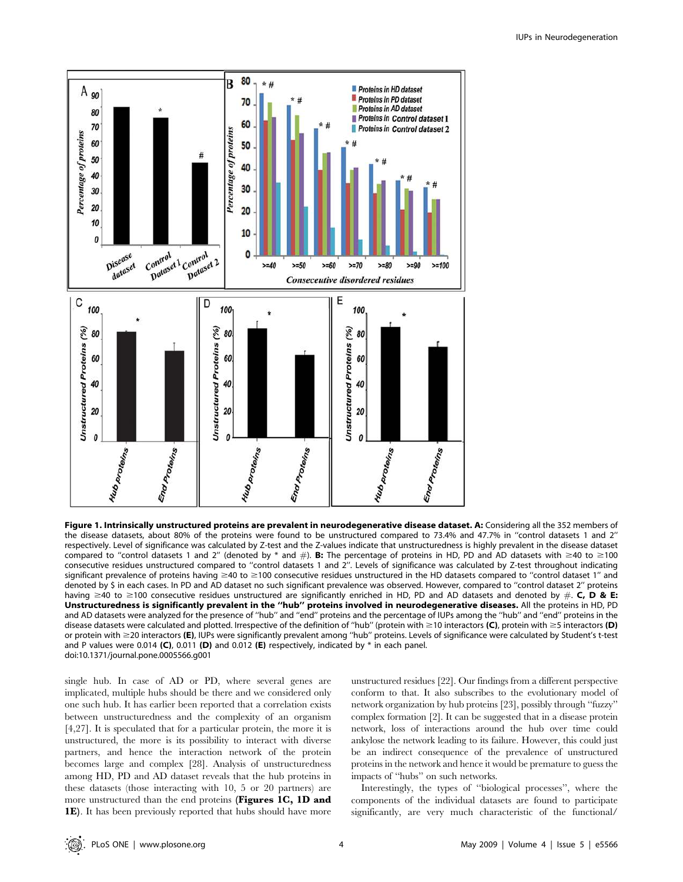**Figure 1. Intrinsically unstructured proteins are prevalent in neurodegenerative disease dataset. A:** Considering all the 352 members of the disease datasets, about 80% of the proteins were found to be unstructured compared to 73.4% and 47.7% in "control datasets 1 and 2" respectively. Level of significance was calculated by Z-test and the Z-values indicate that unstructuredness is highly prevalent in the disease dataset compared to "control datasets 1 and 2" (denoted by * and #). **B:** The percentage of proteins in HD, PD and AD datasets with ≥40 to ≥100 consecutive residues unstructured compared to "control datasets 1 and 2". Levels of significance was calculated by Z-test throughout indicating significant prevalence of proteins having ≥40 to ≥100 consecutive residues unstructured in the HD datasets compared to "control dataset 1" and denoted by $ in each cases. In PD and AD dataset no such significant prevalence was observed. However, compared to "control dataset 2" proteins having ≥40 to ≥100 consecutive residues unstructured are significantly enriched in HD, PD and AD datasets and denoted by #. **C, D & E: Unstructuredness is significantly prevalent in the "hub" proteins involved in neurodegenerative diseases.** All the proteins in HD, PD and AD datasets were analyzed for the presence of "hub" and "end" proteins and the percentage of IUPs among the "hub" and "end" proteins in the disease datasets were calculated and plotted. Irrespective of the definition of "hub" (protein with ≥10 interactors **(C)**, protein with ≥5 interactors **(D)** or protein with ≥20 interactors **(E)**, IUPs were significantly prevalent among "hub" proteins. Levels of significance were calculated by Student's t-test and P values were 0.014 **(C)**, 0.011 **(D)** and 0.012 **(E)** respectively, indicated by * in each panel.
doi:10.1371/journal.pone.0005566.g001

single hub. In case of AD or PD, where several genes are implicated, multiple hubs should be there and we considered only one such hub. It has earlier been reported that a correlation exists between unstructuredness and the complexity of an organism [4,27]. It is speculated that for a particular protein, the more it is unstructured, the more is its possibility to interact with diverse partners, and hence the interaction network of the protein becomes large and complex [28]. Analysis of unstructuredness among HD, PD and AD dataset reveals that the hub proteins in these datasets (those interacting with 10, 5 or 20 partners) are more unstructured than the end proteins (**Figures 1C, 1D and 1E**). It has been previously reported that hubs should have more unstructured residues [22]. Our findings from a different perspective conform to that. It also subscribes to the evolutionary model of network organization by hub proteins [23], possibly through "fuzzy" complex formation [2]. It can be suggested that in a disease protein network, loss of interactions around the hub over time could ankylose the network leading to its failure. However, this could just be an indirect consequence of the prevalence of unstructured proteins in the network and hence it would be premature to guess the impacts of "hubs" on such networks.

Interestingly, the types of "biological processes", where the components of the individual datasets are found to participate significantly, are very much characteristic of the functional/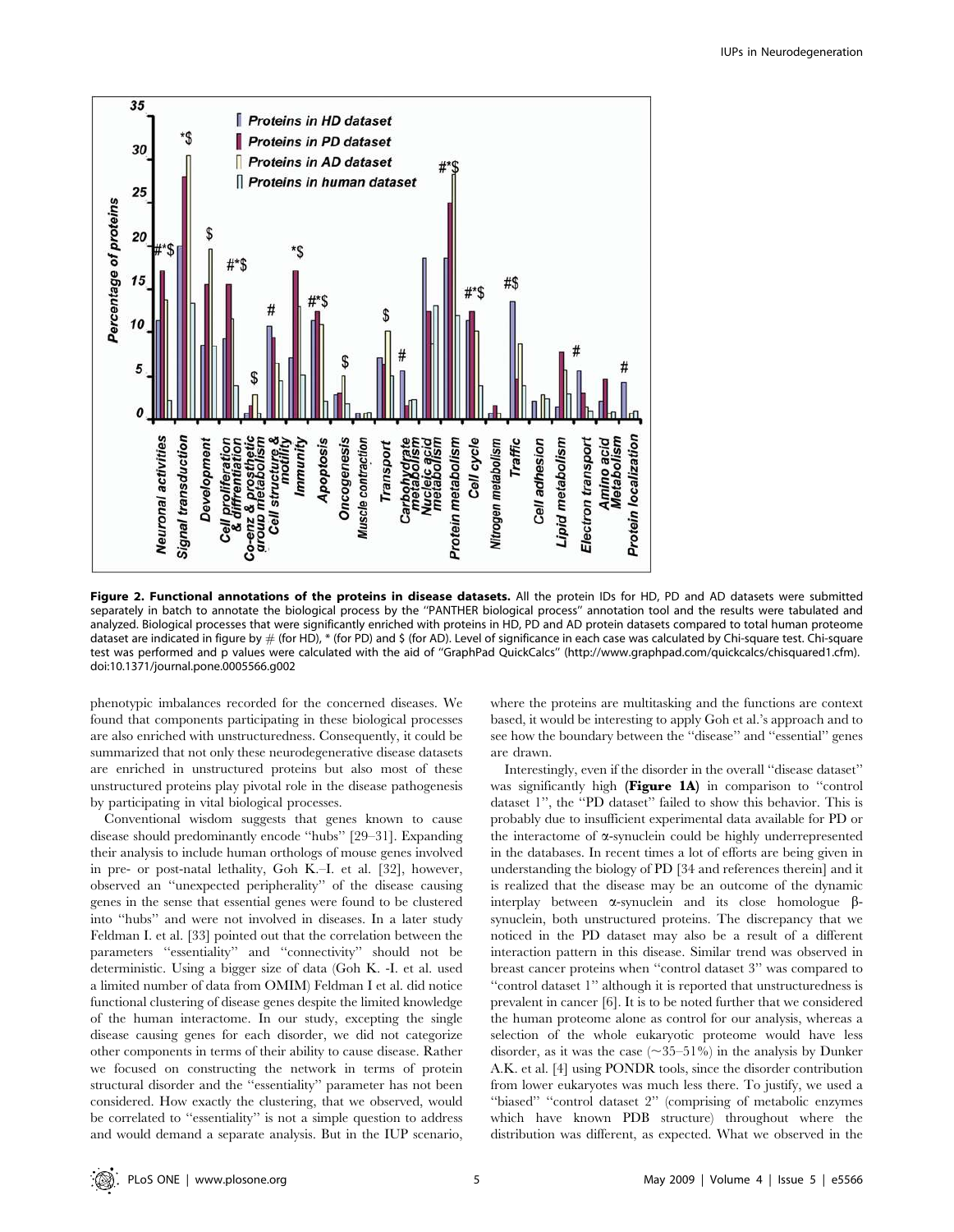35

30

25

20

15

10

5

0

Percentage of proteins

Proteins in HD dataset

Proteins in PD dataset

Proteins in AD dataset

Proteins in human dataset

#*$

*$

$

#*$

$

#

*$

#*$

$

$

#

#*$

#*$

#$

#

#

Neuronal activities

Signal transduction

Development

Cell proliferation & diffrentiation

Co-enz & prosthetic group metabolism

Cell structure & motility

Immunity

Apoptosis

Oncogenesis

Muscle contraction

Transport

Carbohydrate metabolism

Nucleic acid metabolism

Protein metabolism

Cell cycle

Nitrogen metabolism

Traffic

Cell adhesion

Lipid metabolism

Electron transport

Amino acid Metabolism

Protein localization

**Figure 2. Functional annotations of the proteins in disease datasets.** All the protein IDs for HD, PD and AD datasets were submitted separately in batch to annotate the biological process by the "PANTHER biological process" annotation tool and the results were tabulated and analyzed. Biological processes that were significantly enriched with proteins in HD, PD and AD protein datasets compared to total human proteome dataset are indicated in figure by # (for HD), * (for PD) and $ (for AD). Level of significance in each case was calculated by Chi-square test. Chi-square test was performed and p values were calculated with the aid of "GraphPad QuickCalcs" (http://www.graphpad.com/quickcalcs/chisquared1.cfm). doi:10.1371/journal.pone.0005566.g002

phenotypic imbalances recorded for the concerned diseases. We found that components participating in these biological processes are also enriched with unstructuredness. Consequently, it could be summarized that not only these neurodegenerative disease datasets are enriched in unstructured proteins but also most of these unstructured proteins play pivotal role in the disease pathogenesis by participating in vital biological processes.

Conventional wisdom suggests that genes known to cause disease should predominantly encode "hubs" [29–31]. Expanding their analysis to include human orthologs of mouse genes involved in pre- or post-natal lethality, Goh K.–I. et al. [32], however, observed an "unexpected peripherality" of the disease causing genes in the sense that essential genes were found to be clustered into "hubs" and were not involved in diseases. In a later study Feldman I. et al. [33] pointed out that the correlation between the parameters "essentiality" and "connectivity" should not be deterministic. Using a bigger size of data (Goh K. -I. et al. used a limited number of data from OMIM) Feldman I et al. did notice functional clustering of disease genes despite the limited knowledge of the human interactome. In our study, excepting the single disease causing genes for each disorder, we did not categorize other components in terms of their ability to cause disease. Rather we focused on constructing the network in terms of protein structural disorder and the "essentiality" parameter has not been considered. How exactly the clustering, that we observed, would be correlated to "essentiality" is not a simple question to address and would demand a separate analysis. But in the IUP scenario, where the proteins are multitasking and the functions are context based, it would be interesting to apply Goh et al.'s approach and to see how the boundary between the "disease" and "essential" genes are drawn.

Interestingly, even if the disorder in the overall "disease dataset" was significantly high (**Figure 1A**) in comparison to "control dataset 1", the "PD dataset" failed to show this behavior. This is probably due to insufficient experimental data available for PD or the interactome of α-synuclein could be highly underrepresented in the databases. In recent times a lot of efforts are being given in understanding the biology of PD [34 and references therein] and it is realized that the disease may be an outcome of the dynamic interplay between α-synuclein and its close homologue β-synuclein, both unstructured proteins. The discrepancy that we noticed in the PD dataset may also be a result of a different interaction pattern in this disease. Similar trend was observed in breast cancer proteins when "control dataset 3" was compared to "control dataset 1" although it is reported that unstructuredness is prevalent in cancer [6]. It is to be noted further that we considered the human proteome alone as control for our analysis, whereas a selection of the whole eukaryotic proteome would have less disorder, as it was the case (~35–51%) in the analysis by Dunker A.K. et al. [4] using PONDR tools, since the disorder contribution from lower eukaryotes was much less there. To justify, we used a "biased" "control dataset 2" (comprising of metabolic enzymes which have known PDB structure) throughout where the distribution was different, as expected. What we observed in the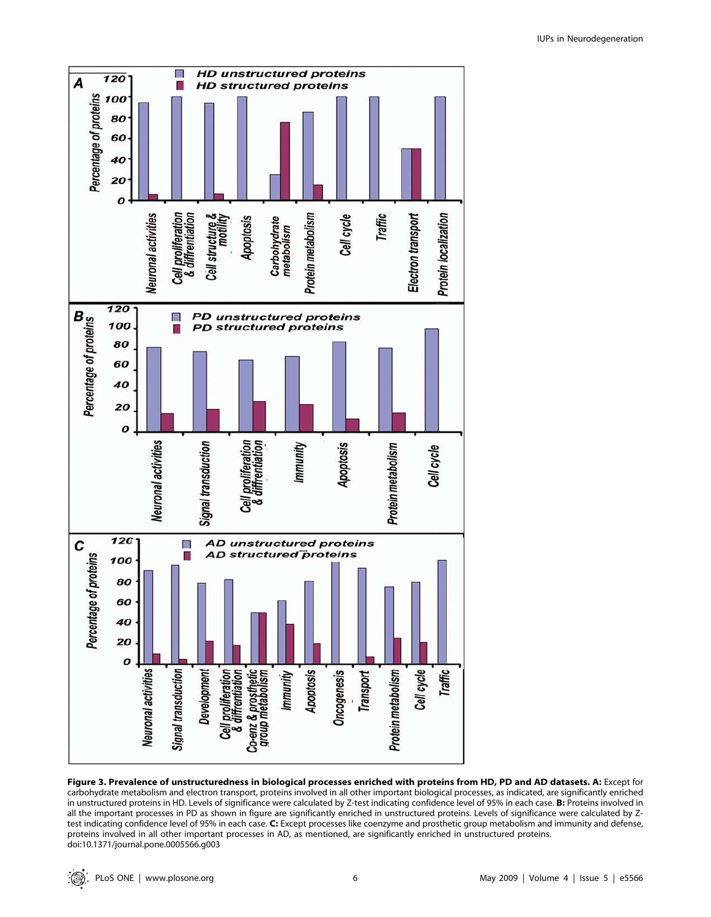**Figure 3. Prevalence of unstructuredness in biological processes enriched with proteins from HD, PD and AD datasets. A:** Except for carbohydrate metabolism and electron transport, proteins involved in all other important biological processes, as indicated, are significantly enriched in unstructured proteins in HD. Levels of significance were calculated by Z-test indicating confidence level of 95% in each case. **B:** Proteins involved in all the important processes in PD as shown in figure are significantly enriched in unstructured proteins. Levels of significance were calculated by Z-test indicating confidence level of 95% in each case. **C:** Except processes like coenzyme and prosthetic group metabolism and immunity and defense, proteins involved in all other important processes in AD, as mentioned, are significantly enriched in unstructured proteins.
doi:10.1371/journal.pone.0005566.g003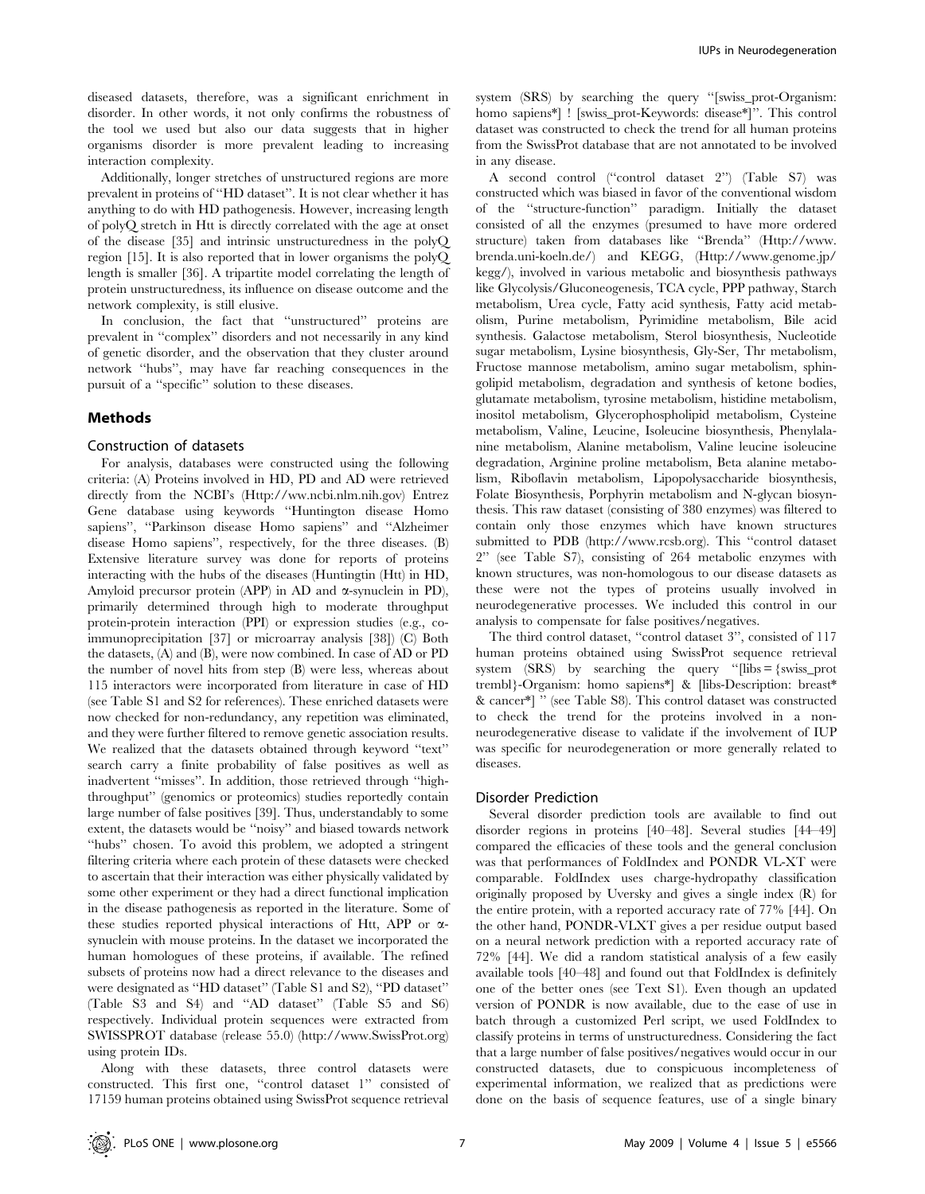diseased datasets, therefore, was a significant enrichment in disorder. In other words, it not only confirms the robustness of the tool we used but also our data suggests that in higher organisms disorder is more prevalent leading to increasing interaction complexity.

Additionally, longer stretches of unstructured regions are more prevalent in proteins of "HD dataset". It is not clear whether it has anything to do with HD pathogenesis. However, increasing length of polyQ stretch in Htt is directly correlated with the age at onset of the disease [35] and intrinsic unstructuredness in the polyQ region [15]. It is also reported that in lower organisms the polyQ length is smaller [36]. A tripartite model correlating the length of protein unstructuredness, its influence on disease outcome and the network complexity, is still elusive.

In conclusion, the fact that "unstructured" proteins are prevalent in "complex" disorders and not necessarily in any kind of genetic disorder, and the observation that they cluster around network "hubs", may have far reaching consequences in the pursuit of a "specific" solution to these diseases.

## Methods

### Construction of datasets

For analysis, databases were constructed using the following criteria: (A) Proteins involved in HD, PD and AD were retrieved directly from the NCBI's (Http://ww.ncbi.nlm.nih.gov) Entrez Gene database using keywords "Huntington disease Homo sapiens", "Parkinson disease Homo sapiens" and "Alzheimer disease Homo sapiens", respectively, for the three diseases. (B) Extensive literature survey was done for reports of proteins interacting with the hubs of the diseases (Huntingtin (Htt) in HD, Amyloid precursor protein (APP) in AD and α-synuclein in PD), primarily determined through high to moderate throughput protein-protein interaction (PPI) or expression studies (e.g., co-immunoprecipitation [37] or microarray analysis [38]) (C) Both the datasets, (A) and (B), were now combined. In case of AD or PD the number of novel hits from step (B) were less, whereas about 115 interactors were incorporated from literature in case of HD (see Table S1 and S2 for references). These enriched datasets were now checked for non-redundancy, any repetition was eliminated, and they were further filtered to remove genetic association results. We realized that the datasets obtained through keyword "text" search carry a finite probability of false positives as well as inadvertent "misses". In addition, those retrieved through "high-throughput" (genomics or proteomics) studies reportedly contain large number of false positives [39]. Thus, understandably to some extent, the datasets would be "noisy" and biased towards network "hubs" chosen. To avoid this problem, we adopted a stringent filtering criteria where each protein of these datasets were checked to ascertain that their interaction was either physically validated by some other experiment or they had a direct functional implication in the disease pathogenesis as reported in the literature. Some of these studies reported physical interactions of Htt, APP or α-synuclein with mouse proteins. In the dataset we incorporated the human homologues of these proteins, if available. The refined subsets of proteins now had a direct relevance to the diseases and were designated as "HD dataset" (Table S1 and S2), "PD dataset" (Table S3 and S4) and "AD dataset" (Table S5 and S6) respectively. Individual protein sequences were extracted from SWISSPROT database (release 55.0) (http://www.SwissProt.org) using protein IDs.

Along with these datasets, three control datasets were constructed. This first one, "control dataset 1" consisted of 17159 human proteins obtained using SwissProt sequence retrieval system (SRS) by searching the query "[swiss_prot-Organism: homo sapiens*] ! [swiss_prot-Keywords: disease*]". This control dataset was constructed to check the trend for all human proteins from the SwissProt database that are not annotated to be involved in any disease.

A second control ("control dataset 2") (Table S7) was constructed which was biased in favor of the conventional wisdom of the "structure-function" paradigm. Initially the dataset consisted of all the enzymes (presumed to have more ordered structure) taken from databases like "Brenda" (Http://www.brenda.uni-koeln.de/) and KEGG, (Http://www.genome.jp/kegg/), involved in various metabolic and biosynthesis pathways like Glycolysis/Gluconeogenesis, TCA cycle, PPP pathway, Starch metabolism, Urea cycle, Fatty acid synthesis, Fatty acid metabolism, Purine metabolism, Pyrimidine metabolism, Bile acid synthesis. Galactose metabolism, Sterol biosynthesis, Nucleotide sugar metabolism, Lysine biosynthesis, Gly-Ser, Thr metabolism, Fructose mannose metabolism, amino sugar metabolism, sphingolipid metabolism, degradation and synthesis of ketone bodies, glutamate metabolism, tyrosine metabolism, histidine metabolism, inositol metabolism, Glycerophospholipid metabolism, Cysteine metabolism, Valine, Leucine, Isoleucine biosynthesis, Phenylalanine metabolism, Alanine metabolism, Valine leucine isoleucine degradation, Arginine proline metabolism, Beta alanine metabolism, Riboflavin metabolism, Lipopolysaccharide biosynthesis, Folate Biosynthesis, Porphyrin metabolism and N-glycan biosynthesis. This raw dataset (consisting of 380 enzymes) was filtered to contain only those enzymes which have known structures submitted to PDB (http://www.rcsb.org). This "control dataset 2" (see Table S7), consisting of 264 metabolic enzymes with known structures, was non-homologous to our disease datasets as these were not the types of proteins usually involved in neurodegenerative processes. We included this control in our analysis to compensate for false positives/negatives.

The third control dataset, "control dataset 3", consisted of 117 human proteins obtained using SwissProt sequence retrieval system (SRS) by searching the query "[libs = {swiss_prot trembl}-Organism: homo sapiens*] & [libs-Description: breast* & cancer*] " (see Table S8). This control dataset was constructed to check the trend for the proteins involved in a non-neurodegenerative disease to validate if the involvement of IUP was specific for neurodegeneration or more generally related to diseases.

### Disorder Prediction

Several disorder prediction tools are available to find out disorder regions in proteins [40–48]. Several studies [44–49] compared the efficacies of these tools and the general conclusion was that performances of FoldIndex and PONDR VL-XT were comparable. FoldIndex uses charge-hydropathy classification originally proposed by Uversky and gives a single index (R) for the entire protein, with a reported accuracy rate of 77% [44]. On the other hand, PONDR-VLXT gives a per residue output based on a neural network prediction with a reported accuracy rate of 72% [44]. We did a random statistical analysis of a few easily available tools [40–48] and found out that FoldIndex is definitely one of the better ones (see Text S1). Even though an updated version of PONDR is now available, due to the ease of use in batch through a customized Perl script, we used FoldIndex to classify proteins in terms of unstructuredness. Considering the fact that a large number of false positives/negatives would occur in our constructed datasets, due to conspicuous incompleteness of experimental information, we realized that as predictions were done on the basis of sequence features, use of a single binary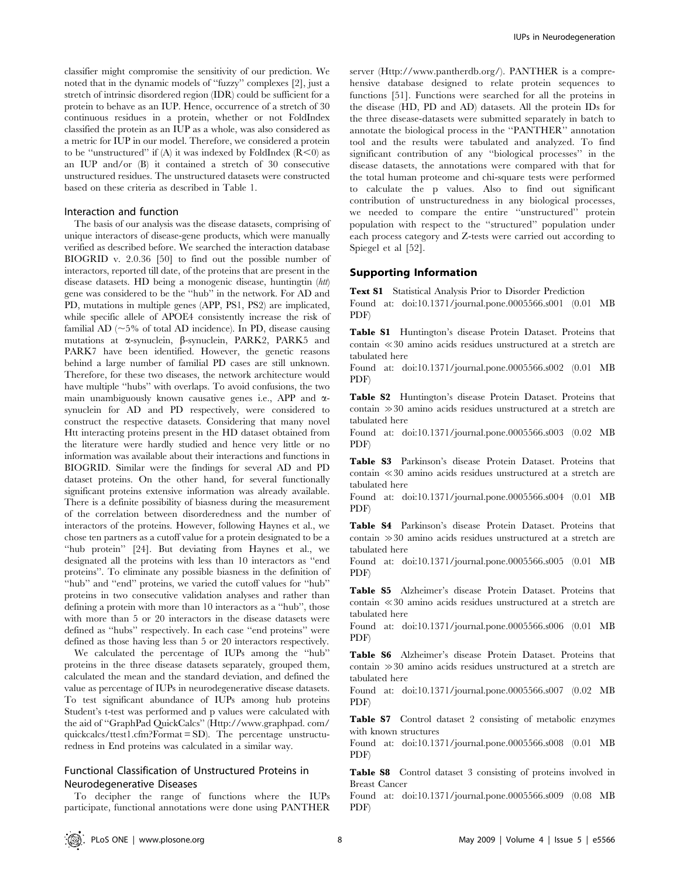classifier might compromise the sensitivity of our prediction. We noted that in the dynamic models of "fuzzy" complexes [2], just a stretch of intrinsic disordered region (IDR) could be sufficient for a protein to behave as an IUP. Hence, occurrence of a stretch of 30 continuous residues in a protein, whether or not FoldIndex classified the protein as an IUP as a whole, was also considered as a metric for IUP in our model. Therefore, we considered a protein to be "unstructured" if (A) it was indexed by FoldIndex ($R<0$) as an IUP and/or (B) it contained a stretch of 30 consecutive unstructured residues. The unstructured datasets were constructed based on these criteria as described in Table 1.

### Interaction and function

The basis of our analysis was the disease datasets, comprising of unique interactors of disease-gene products, which were manually verified as described before. We searched the interaction database BIOGRID v. 2.0.36 [50] to find out the possible number of interactors, reported till date, of the proteins that are present in the disease datasets. HD being a monogenic disease, huntingtin (*htt*) gene was considered to be the "hub" in the network. For AD and PD, mutations in multiple genes (APP, PS1, PS2) are implicated, while specific allele of APOE4 consistently increase the risk of familial AD (~5% of total AD incidence). In PD, disease causing mutations at α-synuclein, β-synuclein, PARK2, PARK5 and PARK7 have been identified. However, the genetic reasons behind a large number of familial PD cases are still unknown. Therefore, for these two diseases, the network architecture would have multiple "hubs" with overlaps. To avoid confusions, the two main unambiguously known causative genes i.e., APP and α-synuclein for AD and PD respectively, were considered to construct the respective datasets. Considering that many novel Htt interacting proteins present in the HD dataset obtained from the literature were hardly studied and hence very little or no information was available about their interactions and functions in BIOGRID. Similar were the findings for several AD and PD dataset proteins. On the other hand, for several functionally significant proteins extensive information was already available. There is a definite possibility of biasness during the measurement of the correlation between disorderedness and the number of interactors of the proteins. However, following Haynes et al., we chose ten partners as a cutoff value for a protein designated to be a "hub protein" [24]. But deviating from Haynes et al., we designated all the proteins with less than 10 interactors as "end proteins". To eliminate any possible biasness in the definition of "hub" and "end" proteins, we varied the cutoff values for "hub" proteins in two consecutive validation analyses and rather than defining a protein with more than 10 interactors as a "hub", those with more than 5 or 20 interactors in the disease datasets were defined as "hubs" respectively. In each case "end proteins" were defined as those having less than 5 or 20 interactors respectively.

We calculated the percentage of IUPs among the "hub" proteins in the three disease datasets separately, grouped them, calculated the mean and the standard deviation, and defined the value as percentage of IUPs in neurodegenerative disease datasets. To test significant abundance of IUPs among hub proteins Student's t-test was performed and p values were calculated with the aid of "GraphPad QuickCalcs" (Http://www.graphpad.com/quickcalcs/ttest1.cfm?Format=SD). The percentage unstructuredness in End proteins was calculated in a similar way.

### Functional Classification of Unstructured Proteins in Neurodegenerative Diseases

To decipher the range of functions where the IUPs participate, functional annotations were done using PANTHER server (Http://www.pantherdb.org/). PANTHER is a comprehensive database designed to relate protein sequences to functions [51]. Functions were searched for all the proteins in the disease (HD, PD and AD) datasets. All the protein IDs for the three disease-datasets were submitted separately in batch to annotate the biological process in the "PANTHER" annotation tool and the results were tabulated and analyzed. To find significant contribution of any "biological processes" in the disease datasets, the annotations were compared with that for the total human proteome and chi-square tests were performed to calculate the p values. Also to find out significant contribution of unstructuredness in any biological processes, we needed to compare the entire "unstructured" protein population with respect to the "structured" population under each process category and Z-tests were carried out according to Spiegel et al [52].

## Supporting Information

**Text S1** Statistical Analysis Prior to Disorder Prediction
Found at: doi:10.1371/journal.pone.0005566.s001 (0.01 MB PDF)

**Table S1** Huntington's disease Protein Dataset. Proteins that contain ≪30 amino acids residues unstructured at a stretch are tabulated here
Found at: doi:10.1371/journal.pone.0005566.s002 (0.01 MB PDF)

**Table S2** Huntington's disease Protein Dataset. Proteins that contain ≫30 amino acids residues unstructured at a stretch are tabulated here
Found at: doi:10.1371/journal.pone.0005566.s003 (0.02 MB PDF)

**Table S3** Parkinson's disease Protein Dataset. Proteins that contain ≪30 amino acids residues unstructured at a stretch are tabulated here
Found at: doi:10.1371/journal.pone.0005566.s004 (0.01 MB PDF)

**Table S4** Parkinson's disease Protein Dataset. Proteins that contain ≫30 amino acids residues unstructured at a stretch are tabulated here
Found at: doi:10.1371/journal.pone.0005566.s005 (0.01 MB PDF)

**Table S5** Alzheimer's disease Protein Dataset. Proteins that contain ≪30 amino acids residues unstructured at a stretch are tabulated here
Found at: doi:10.1371/journal.pone.0005566.s006 (0.01 MB PDF)

**Table S6** Alzheimer's disease Protein Dataset. Proteins that contain ≫30 amino acids residues unstructured at a stretch are tabulated here
Found at: doi:10.1371/journal.pone.0005566.s007 (0.02 MB PDF)

**Table S7** Control dataset 2 consisting of metabolic enzymes with known structures
Found at: doi:10.1371/journal.pone.0005566.s008 (0.01 MB PDF)

**Table S8** Control dataset 3 consisting of proteins involved in Breast Cancer
Found at: doi:10.1371/journal.pone.0005566.s009 (0.08 MB PDF)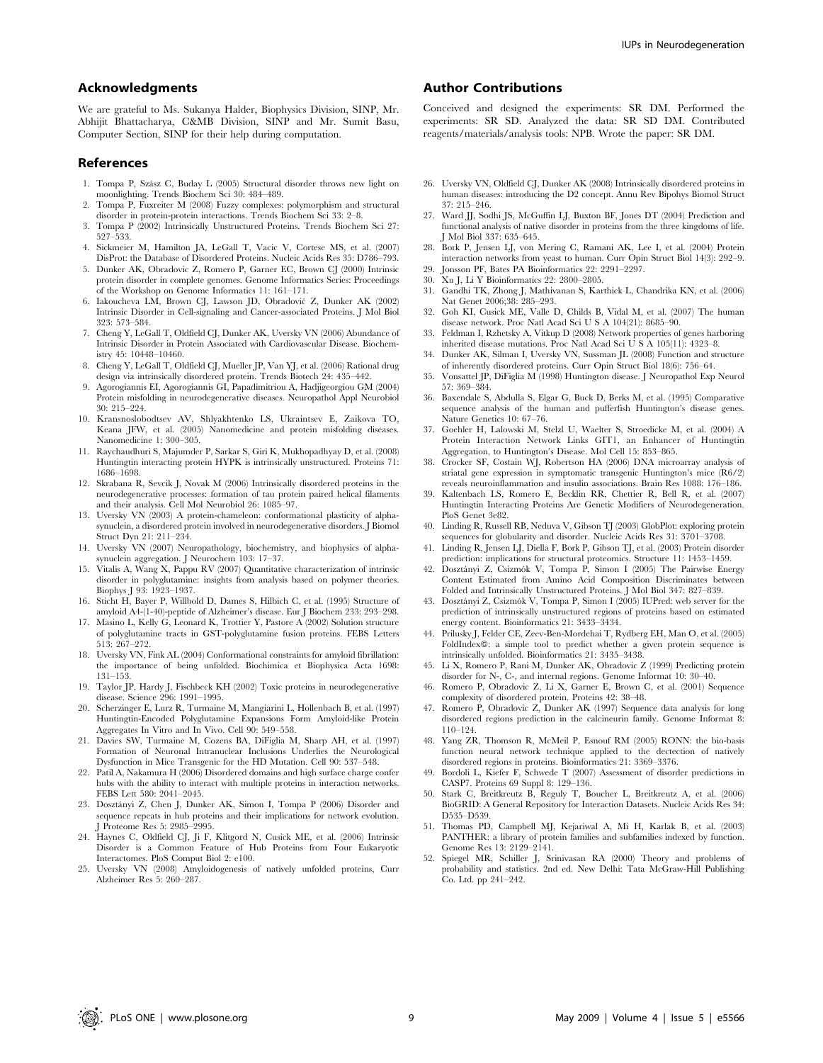## Acknowledgments

We are grateful to Ms. Sukanya Halder, Biophysics Division, SINP, Mr. Abhijit Bhattacharya, C&MB Division, SINP and Mr. Sumit Basu, Computer Section, SINP for their help during computation.

## Author Contributions

Conceived and designed the experiments: SR DM. Performed the experiments: SR SD. Analyzed the data: SR SD DM. Contributed reagents/materials/analysis tools: NPB. Wrote the paper: SR DM.

## References

1. Tompa P, Szász C, Buday L (2005) Structural disorder throws new light on moonlighting. Trends Biochem Sci 30: 484–489.
2. Tompa P, Fuxreiter M (2008) Fuzzy complexes: polymorphism and structural disorder in protein-protein interactions. Trends Biochem Sci 33: 2–8.
3. Tompa P (2002) Intrinsically Unstructured Proteins. Trends Biochem Sci 27: 527–533.
4. Sickmeier M, Hamilton JA, LeGall T, Vacic V, Cortese MS, et al. (2007) DisProt: the Database of Disordered Proteins. Nucleic Acids Res 35: D786–793.
5. Dunker AK, Obradovic Z, Romero P, Garner EC, Brown CJ (2000) Intrinsic protein disorder in complete genomes. Genome Informatics Series: Proceedings of the Workshop on Genome Informatics 11: 161–171.
6. Iakoucheva LM, Brown CJ, Lawson JD, Obradović Z, Dunker AK (2002) Intrinsic Disorder in Cell-signaling and Cancer-associated Proteins. J Mol Biol 323: 573–584.
7. Cheng Y, LeGall T, Oldfield CJ, Dunker AK, Uversky VN (2006) Abundance of Intrinsic Disorder in Protein Associated with Cardiovascular Disease. Biochemistry 45: 10448–10460.
8. Cheng Y, LeGall T, Oldfield CJ, Mueller JP, Van YJ, et al. (2006) Rational drug design via intrinsically disordered protein. Trends Biotech 24: 435–442.
9. Agorogiannis EI, Agorogiannis GI, Papadimitriou A, Hadjigeorgiou GM (2004) Protein misfolding in neurodegenerative diseases. Neuropathol Appl Neurobiol 30: 215–224.
10. Kransnoslobodtsev AV, Shlyakhtenko LS, Ukraintsev E, Zaikova TO, Keana JFW, et al. (2005) Nanomedicine and protein misfolding diseases. Nanomedicine 1: 300–305.
11. Raychaudhuri S, Majumder P, Sarkar S, Giri K, Mukhopadhyay D, et al. (2008) Huntingtin interacting protein HYPK is intrinsically unstructured. Proteins 71: 1686–1698.
12. Skrabana R, Sevcik J, Novak M (2006) Intrinsically disordered proteins in the neurodegenerative processes: formation of tau protein paired helical filaments and their analysis. Cell Mol Neurobiol 26: 1085–97.
13. Uversky VN (2003) A protein-chameleon: conformational plasticity of alpha-synuclein, a disordered protein involved in neurodegenerative disorders. J Biomol Struct Dyn 21: 211–234.
14. Uversky VN (2007) Neuropathology, biochemistry, and biophysics of alpha-synuclein aggregation. J Neurochem 103: 17–37.
15. Vitalis A, Wang X, Pappu RV (2007) Quantitative characterization of intrinsic disorder in polyglutamine: insights from analysis based on polymer theories. Biophys J 93: 1923–1937.
16. Sticht H, Bayer P, Willbold D, Dames S, Hilbich C, et al. (1995) Structure of amyloid A4-(1-40)-peptide of Alzheimer's disease. Eur J Biochem 233: 293–298.
17. Masino L, Kelly G, Leonard K, Trottier Y, Pastore A (2002) Solution structure of polyglutamine tracts in GST-polyglutamine fusion proteins. FEBS Letters 513: 267–272.
18. Uversky VN, Fink AL (2004) Conformational constraints for amyloid fibrillation: the importance of being unfolded. Biochimica et Biophysica Acta 1698: 131–153.
19. Taylor JP, Hardy J, Fischbeck KH (2002) Toxic proteins in neurodegenerative disease. Science 296: 1991–1995.
20. Scherzinger E, Lurz R, Turmaine M, Mangiarini L, Hollenbach B, et al. (1997) Huntingtin-Encoded Polyglutamine Expansions Form Amyloid-like Protein Aggregates In Vitro and In Vivo. Cell 90: 549–558.
21. Davies SW, Turmaine M, Cozens BA, DiFiglia M, Sharp AH, et al. (1997) Formation of Neuronal Intranuclear Inclusions Underlies the Neurological Dysfunction in Mice Transgenic for the HD Mutation. Cell 90: 537–548.
22. Patil A, Nakamura H (2006) Disordered domains and high surface charge confer hubs with the ability to interact with multiple proteins in interaction networks. FEBS Lett 580: 2041–2045.
23. Dosztányi Z, Chen J, Dunker AK, Simon I, Tompa P (2006) Disorder and sequence repeats in hub proteins and their implications for network evolution. J Proteome Res 5: 2985–2995.
24. Haynes C, Oldfield CJ, Ji F, Klitgord N, Cusick ME, et al. (2006) Intrinsic Disorder is a Common Feature of Hub Proteins from Four Eukaryotic Interactomes. PloS Comput Biol 2: e100.
25. Uversky VN (2008) Amyloidogenesis of natively unfolded proteins, Curr Alzheimer Res 5: 260–287.
26. Uversky VN, Oldfield CJ, Dunker AK (2008) Intrinsically disordered proteins in human diseases: introducing the D2 concept. Annu Rev Bipohys Biomol Struct 37: 215–246.
27. Ward JJ, Sodhi JS, McGuffin LJ, Buxton BF, Jones DT (2004) Prediction and functional analysis of native disorder in proteins from the three kingdoms of life. J Mol Biol 337: 635–645.
28. Bork P, Jensen LJ, von Mering C, Ramani AK, Lee I, et al. (2004) Protein interaction networks from yeast to human. Curr Opin Struct Biol 14(3): 292–9.
29. Jonsson PF, Bates PA Bioinformatics 22: 2291–2297.
30. Xu J, Li Y Bioinformatics 22: 2800–2805.
31. Gandhi TK, Zhong J, Mathivanan S, Karthick L, Chandrika KN, et al. (2006) Nat Genet 2006;38: 285–293.
32. Goh KI, Cusick ME, Valle D, Childs B, Vidal M, et al. (2007) The human disease network. Proc Natl Acad Sci U S A 104(21): 8685–90.
33. Feldman I, Rzhetsky A, Vitkup D (2008) Network properties of genes harboring inherited disease mutations. Proc Natl Acad Sci U S A 105(11): 4323–8.
34. Dunker AK, Silman I, Uversky VN, Sussman JL (2008) Function and structure of inherently disordered proteins. Curr Opin Struct Biol 18(6): 756–64.
35. Vonsattel JP, DiFiglia M (1998) Huntington disease. J Neuropathol Exp Neurol 57: 369–384.
36. Baxendale S, Abdulla S, Elgar G, Buck D, Berks M, et al. (1995) Comparative sequence analysis of the human and pufferfish Huntington's disease genes. Nature Genetics 10: 67–76.
37. Goehler H, Lalowski M, Stelzl U, Waelter S, Stroedicke M, et al. (2004) A Protein Interaction Network Links GIT1, an Enhancer of Huntingtin Aggregation, to Huntington's Disease. Mol Cell 15: 853–865.
38. Crocker SF, Costain WJ, Robertson HA (2006) DNA microarray analysis of striatal gene expression in symptomatic transgenic Huntington's mice (R6/2) reveals neuroinflammation and insulin associations. Brain Res 1088: 176–186.
39. Kaltenbach LS, Romero E, Becklin RR, Chettier R, Bell R, et al. (2007) Huntingtin Interacting Proteins Are Genetic Modifiers of Neurodegeneration. PloS Genet 3e82.
40. Linding R, Russell RB, Neduva V, Gibson TJ (2003) GlobPlot: exploring protein sequences for globularity and disorder. Nucleic Acids Res 31: 3701–3708.
41. Linding R, Jensen LJ, Diella F, Bork P, Gibson TJ, et al. (2003) Protein disorder prediction: implications for structural proteomics. Structure 11: 1453–1459.
42. Dosztányi Z, Csizmók V, Tompa P, Simon I (2005) The Pairwise Energy Content Estimated from Amino Acid Composition Discriminates between Folded and Intrinsically Unstructured Proteins. J Mol Biol 347: 827–839.
43. Dosztányi Z, Csizmók V, Tompa P, Simon I (2005) IUPred: web server for the prediction of intrinsically unstructured regions of proteins based on estimated energy content. Bioinformatics 21: 3433–3434.
44. Prilusky J, Felder CE, Zeev-Ben-Mordehai T, Rydberg EH, Man O, et al. (2005) FoldIndex©: a simple tool to predict whether a given protein sequence is intrinsically unfolded. Bioinformatics 21: 3435–3438.
45. Li X, Romero P, Rani M, Dunker AK, Obradovic Z (1999) Predicting protein disorder for N-, C-, and internal regions. Genome Informat 10: 30–40.
46. Romero P, Obradovic Z, Li X, Garner E, Brown C, et al. (2001) Sequence complexity of disordered protein. Proteins 42: 38–48.
47. Romero P, Obradovic Z, Dunker AK (1997) Sequence data analysis for long disordered regions prediction in the calcineurin family. Genome Informat 8: 110–124.
48. Yang ZR, Thomson R, McMeil P, Esnouf RM (2005) RONN: the bio-basis function neural network technique applied to the dectection of natively disordered regions in proteins. Bioinformatics 21: 3369–3376.
49. Bordoli L, Kiefer F, Schwede T (2007) Assessment of disorder predictions in CASP7. Proteins 69 Suppl 8: 129–136.
50. Stark C, Breitkreutz B, Reguly T, Boucher L, Breitkreutz A, et al. (2006) BioGRID: A General Repository for Interaction Datasets. Nucleic Acids Res 34: D535–D539.
51. Thomas PD, Campbell MJ, Kejariwal A, Mi H, Karlak B, et al. (2003) PANTHER: a library of protein families and subfamilies indexed by function. Genome Res 13: 2129–2141.
52. Spiegel MR, Schiller J, Srinivasan RA (2000) Theory and problems of probability and statistics. 2nd ed. New Delhi: Tata McGraw-Hill Publishing Co. Ltd. pp 241–242.